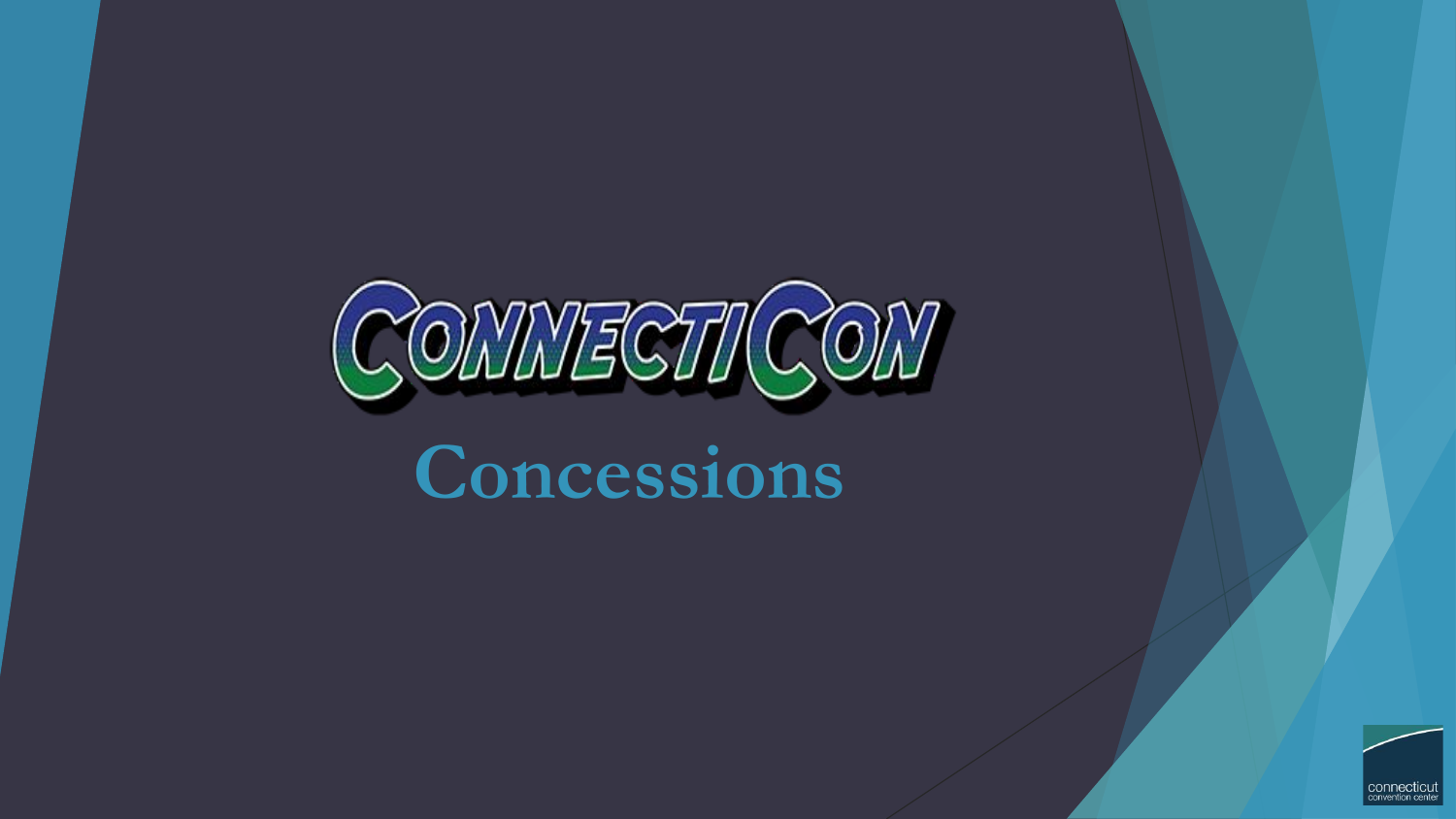# ConnectiCon

## Concessions

connecticut convention center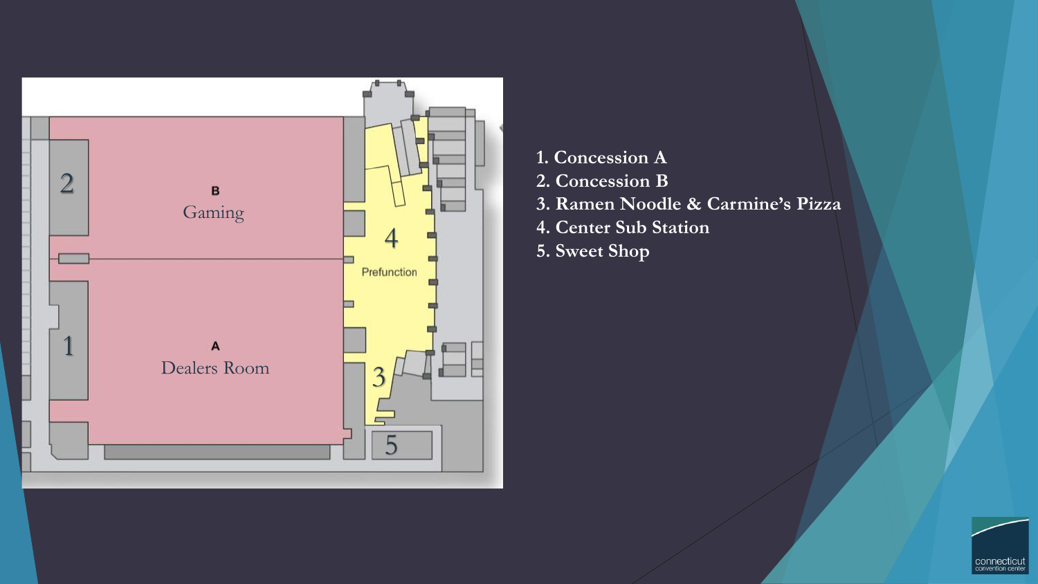1. Concession A
2. Concession B
3. Ramen Noodle & Carmine's Pizza
4. Center Sub Station
5. Sweet Shop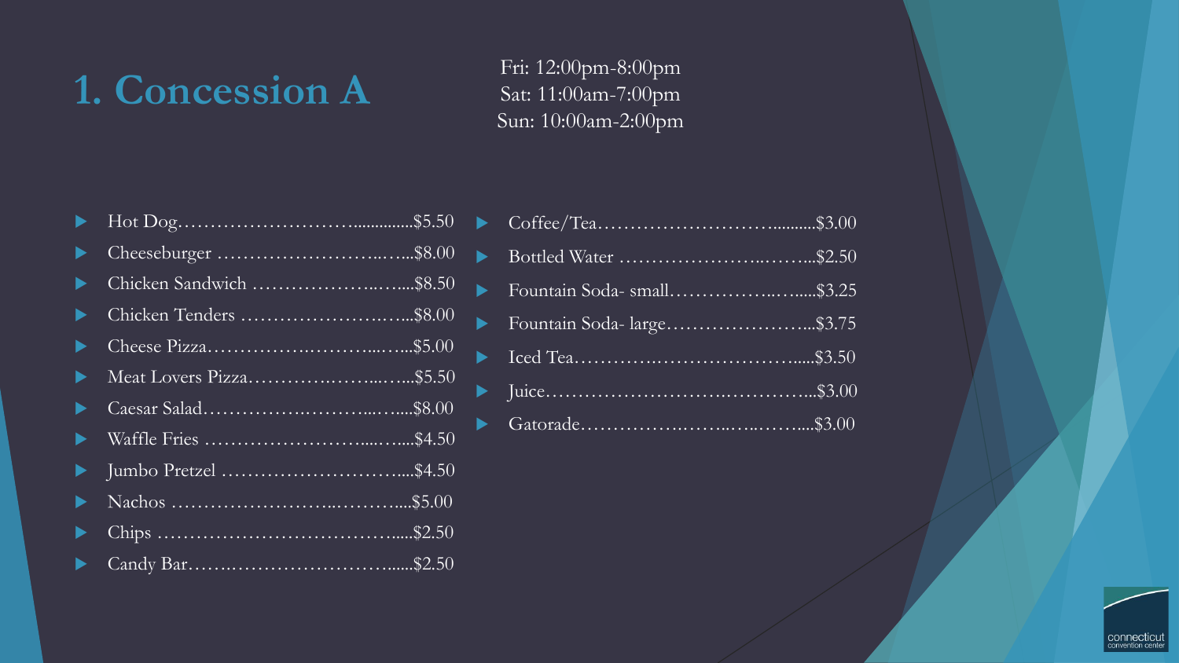# 1. Concession A

Fri: 12:00pm-8:00pm
Sat: 11:00am-7:00pm
Sun: 10:00am-2:00pm

- Hot Dog……………………….............$5.50
- Cheeseburger ……………………..…...$8.00
- Chicken Sandwich ………………..…....$8.50
- Chicken Tenders …………………….…...$8.00
- Cheese Pizza………………….………...…...$5.00
- Meat Lovers Pizza……………….……...…...$5.50
- Caesar Salad…………….………...…....$8.00
- Waffle Fries ……………………......…....$4.50
- Jumbo Pretzel ……………………….....$4.50
- Nachos ……………………...………....$5.00
- Chips ……………………………….....$2.50
- Candy Bar…….……………………......$2.50

- Coffee/Tea………………………..........$3.00
- Bottled Water …………………..……...$2.50
- Fountain Soda- small……………..…......$3.25
- Fountain Soda- large…………………....$3.75
- Iced Tea……………….…………………......$3.50
- Juice…………………….……………...$3.00
- Gatorade…………….……..….……....$3.00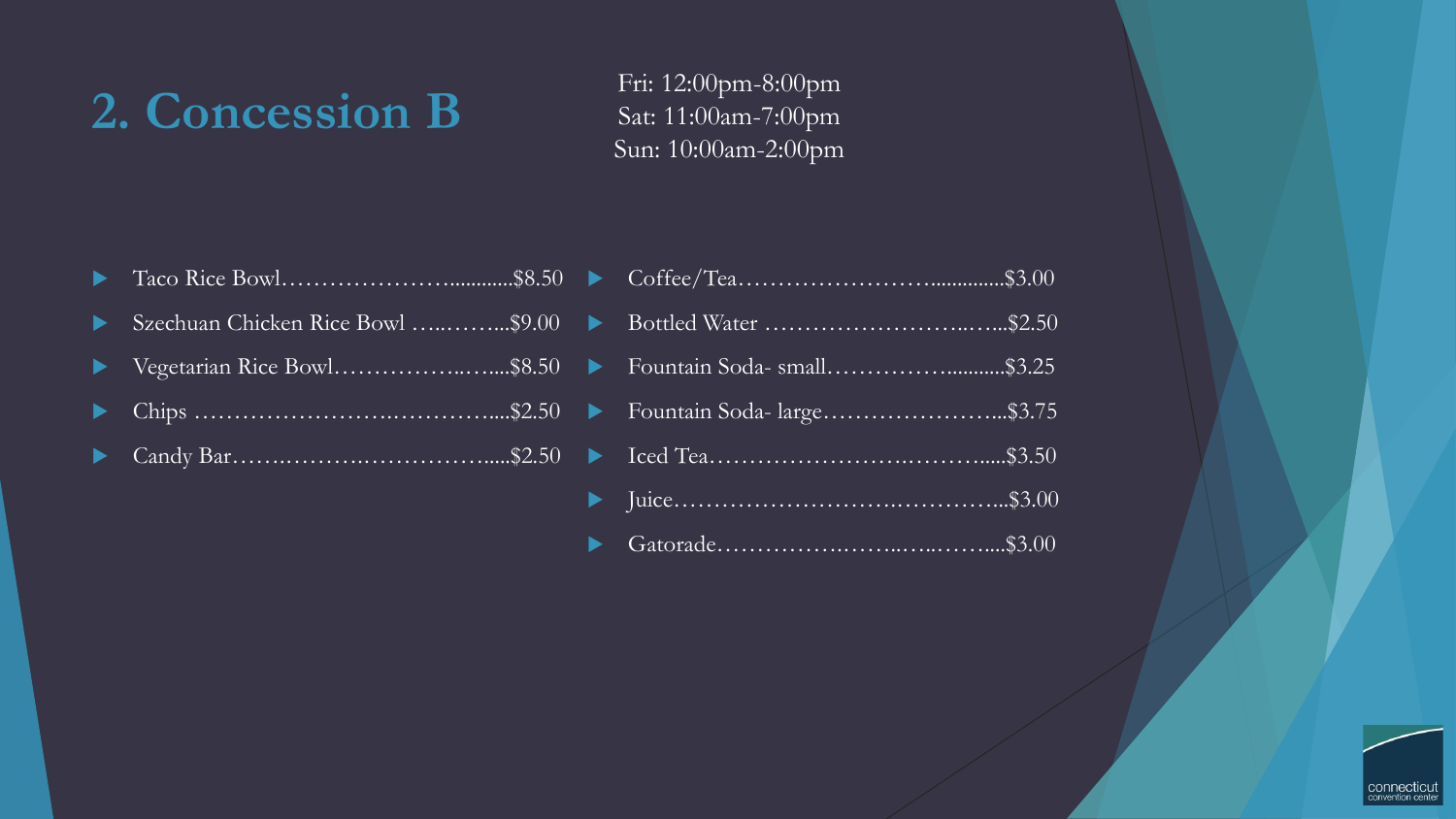## 2. Concession B

Fri: 12:00pm-8:00pm
Sat: 11:00am-7:00pm
Sun: 10:00am-2:00pm

- Taco Rice Bowl……………………...........$8.50
- Szechuan Chicken Rice Bowl …..……...$9.00
- Vegetarian Rice Bowl……………..…....$8.50
- Chips ……………………..…………....$2.50
- Candy Bar……..……….……………....$2.50

- Coffee/Tea……………………..............$3.00
- Bottled Water ……………………..…...$2.50
- Fountain Soda- small……………...........$3.25
- Fountain Soda- large…………………...$3.75
- Iced Tea……………………..………......$3.50
- Juice……………………….…………...$3.00
- Gatorade……………..……..…..……....$3.00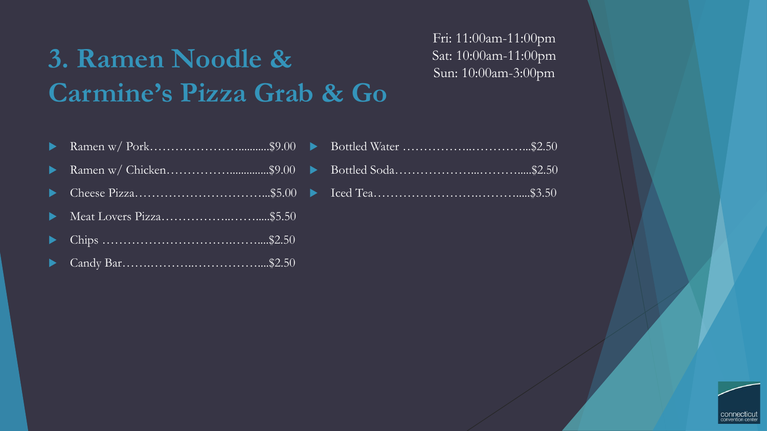# 3. Ramen Noodle & Carmine's Pizza Grab & Go

Fri: 11:00am-11:00pm
Sat: 10:00am-11:00pm
Sun: 10:00am-3:00pm

- Ramen w/ Pork…………………….........$9.00
- Ramen w/ Chicken……………..............$9.00
- Cheese Pizza…………………………...$5.00
- Meat Lovers Pizza……………..…….....$5.50
- Chips ……………………………..……....$2.50
- Candy Bar……..………..……………......$2.50

- Bottled Water ……………..…………...$2.50
- Bottled Soda………………....……….....$2.50
- Iced Tea…………………….………......$3.50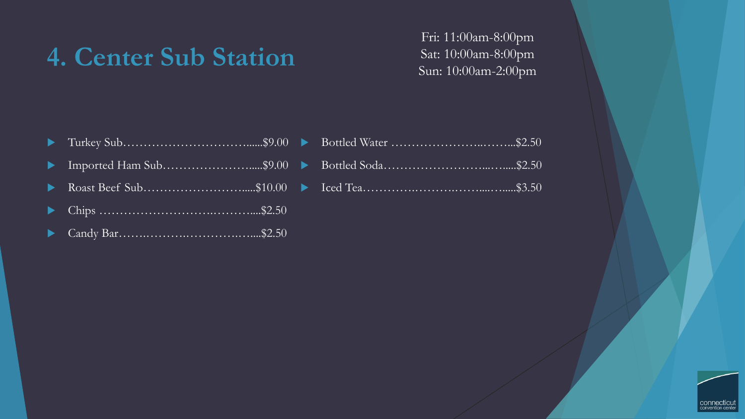# 4. Center Sub Station

Fri: 11:00am-8:00pm
Sat: 10:00am-8:00pm
Sun: 10:00am-2:00pm

- Turkey Sub…………………………......$9.00
- Imported Ham Sub…………………......$9.00
- Roast Beef Sub……………………......$10.00
- Chips ……………………….……….....$2.50
- Candy Bar…….……….…………….…....$2.50
- Bottled Water ………………….……...$2.50
- Bottled Soda……………………...….....$2.50
- Iced Tea………….……….……....…....$3.50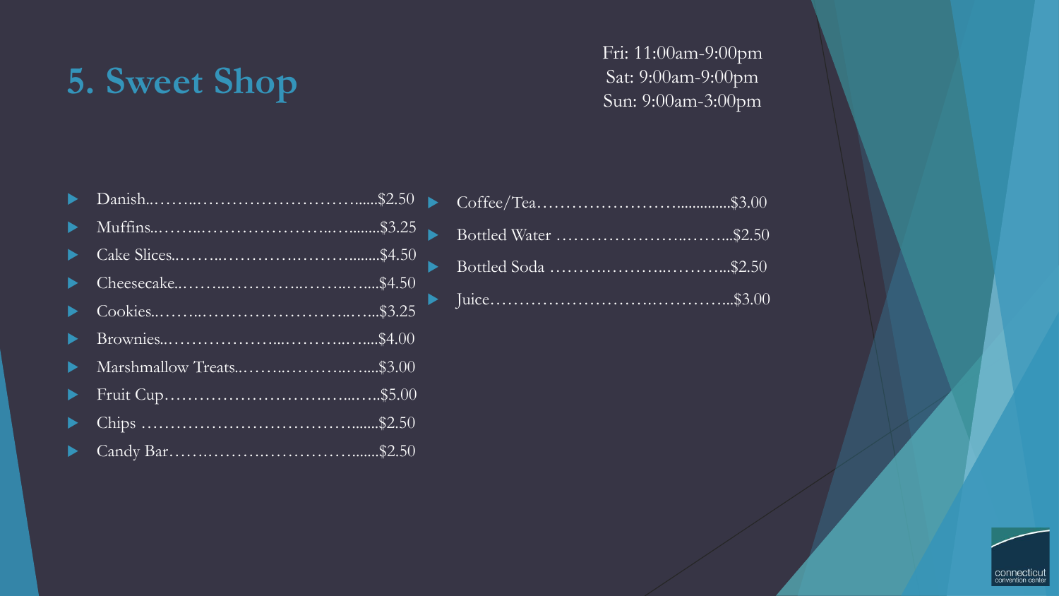# 5. Sweet Shop

Fri: 11:00am-9:00pm
Sat: 9:00am-9:00pm
Sun: 9:00am-3:00pm

- Danish........................................$2.50
- Muffins........................................$3.25
- Cake Slices...................................$4.50
- Cheesecake...................................$4.50
- Cookies........................................$3.25
- Brownies......................................$4.00
- Marshmallow Treats.......................$3.00
- Fruit Cup......................................$5.00
- Chips ...........................................$2.50
- Candy Bar....................................$2.50

- Coffee/Tea....................................$3.00
- Bottled Water ..............................$2.50
- Bottled Soda ...............................$2.50
- Juice.............................................$3.00

connecticut convention center